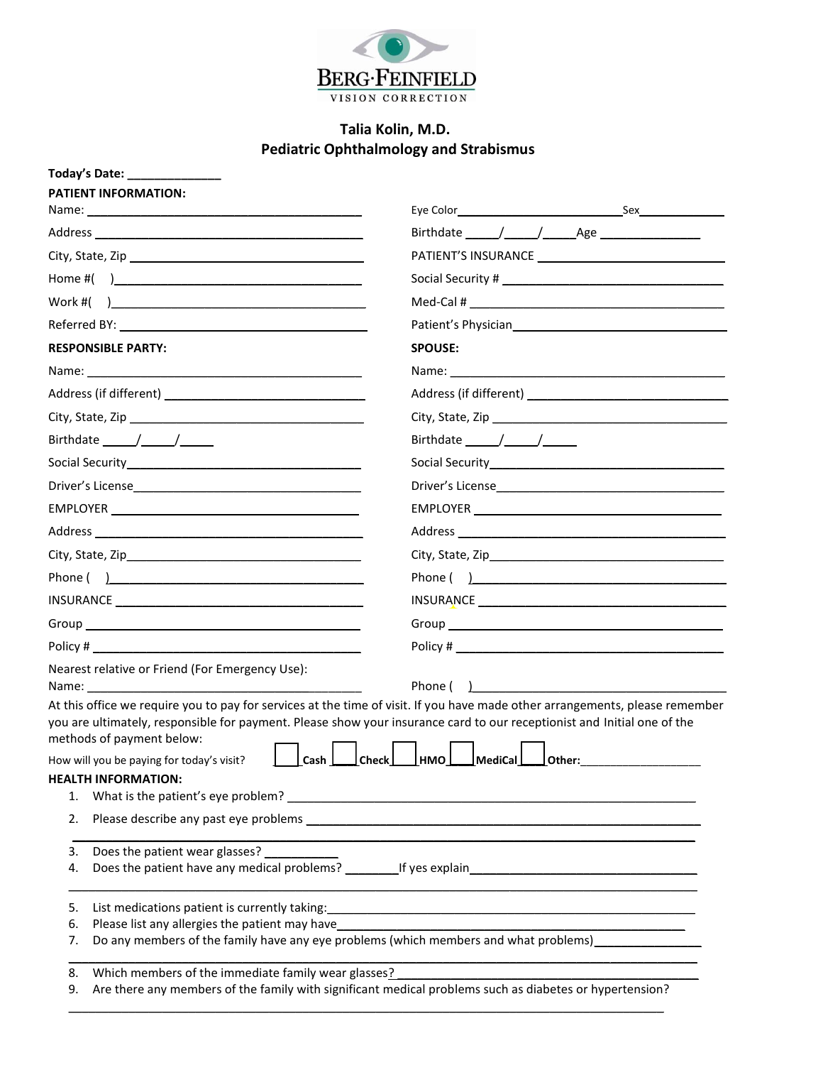# BERG·FEINFIELD
VISION CORRECTION

## Talia Kolin, M.D.
## Pediatric Ophthalmology and Strabismus

**Today's Date:** ______________

**PATIENT INFORMATION:**

Name: ____________________________________________ Eye Color__________________________Sex_____________

Address ____________________________________________ Birthdate _____/_____/_____Age _______________

City, State, Zip ____________________________________ PATIENT'S INSURANCE ____________________________

Home #(     )______________________________________ Social Security # __________________________________

Work #(     )______________________________________ Med-Cal # ________________________________________

Referred BY: _______________________________________ Patient's Physician_________________________________

**RESPONSIBLE PARTY:**

Name: ____________________________________________

Address (if different) ______________________________

City, State, Zip ____________________________________

Birthdate _____/_____/_____

Social Security____________________________________

Driver's License___________________________________

EMPLOYER _______________________________________

Address ____________________________________________

City, State, Zip_____________________________________

Phone (     )_______________________________________

INSURANCE _______________________________________

Group _____________________________________________

Policy # ___________________________________________

**SPOUSE:**

Name: ____________________________________________

Address (if different) ______________________________

City, State, Zip ____________________________________

Birthdate _____/_____/_____

Social Security____________________________________

Driver's License___________________________________

EMPLOYER _______________________________________

Address ____________________________________________

City, State, Zip_____________________________________

Phone (     )_______________________________________

INSURANCE _______________________________________

Group _____________________________________________

Policy # ___________________________________________

Nearest relative or Friend (For Emergency Use):

Name: ____________________________________________ Phone (     )_______________________________________

At this office we require you to pay for services at the time of visit. If you have made other arrangements, please remember you are ultimately, responsible for payment. Please show your insurance card to our receptionist and Initial one of the methods of payment below:

How will you be paying for today's visit? ☐ Cash ☐ Check ☐ HMO ☐ MediCal ☐ Other:___________________

**HEALTH INFORMATION:**

1. What is the patient's eye problem? ______________________________________________________________
2. Please describe any past eye problems ____________________________________________________________

   ______________________________________________________________________________________________
3. Does the patient wear glasses? ___________
4. Does the patient have any medical problems? ________If yes explain___________________________________

   ______________________________________________________________________________________________
5. List medications patient is currently taking:_________________________________________________________
6. Please list any allergies the patient may have_______________________________________________________
7. Do any members of the family have any eye problems (which members and what problems)________________

   ______________________________________________________________________________________________
8. Which members of the immediate family wear glasses?________________________________________________
9. Are there any members of the family with significant medical problems such as diabetes or hypertension?

   ______________________________________________________________________________________________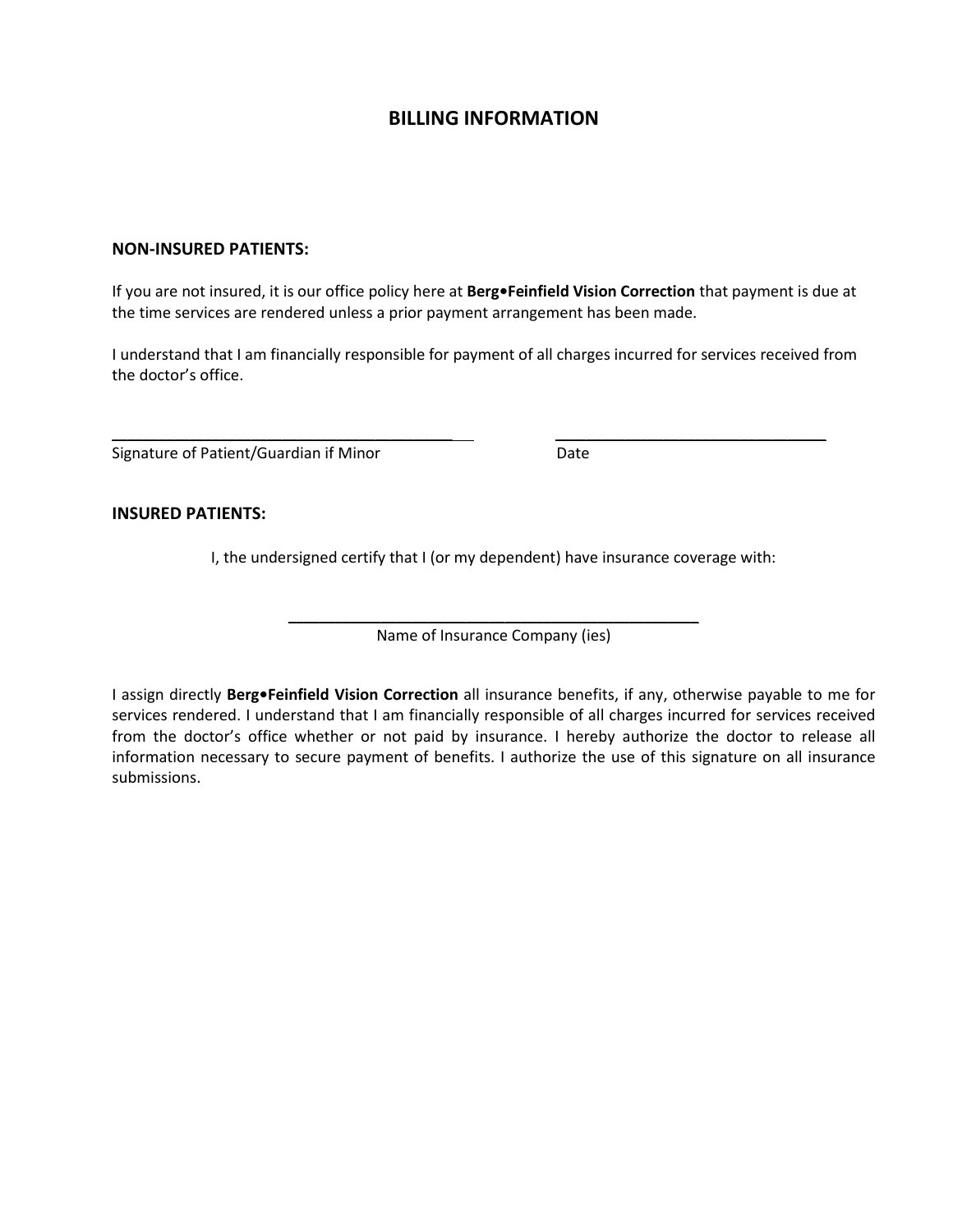# BILLING INFORMATION

**NON-INSURED PATIENTS:**

If you are not insured, it is our office policy here at **Berg•Feinfield Vision Correction** that payment is due at the time services are rendered unless a prior payment arrangement has been made.

I understand that I am financially responsible for payment of all charges incurred for services received from the doctor's office.

\_\_\_\_\_\_\_\_\_\_\_\_\_\_\_\_\_\_\_\_\_\_\_\_\_\_\_\_\_\_\_\_\_\_\_\_\_\_\_\_ \_\_\_\_\_\_\_\_\_\_\_\_\_\_\_\_\_\_\_\_\_\_\_\_\_\_\_\_\_\_\_\_

Signature of Patient/Guardian if Minor Date

**INSURED PATIENTS:**

I, the undersigned certify that I (or my dependent) have insurance coverage with:

\_\_\_\_\_\_\_\_\_\_\_\_\_\_\_\_\_\_\_\_\_\_\_\_\_\_\_\_\_\_\_\_\_\_\_\_\_\_\_\_\_\_\_\_\_\_\_\_

Name of Insurance Company (ies)

I assign directly **Berg•Feinfield Vision Correction** all insurance benefits, if any, otherwise payable to me for services rendered. I understand that I am financially responsible of all charges incurred for services received from the doctor's office whether or not paid by insurance. I hereby authorize the doctor to release all information necessary to secure payment of benefits. I authorize the use of this signature on all insurance submissions.